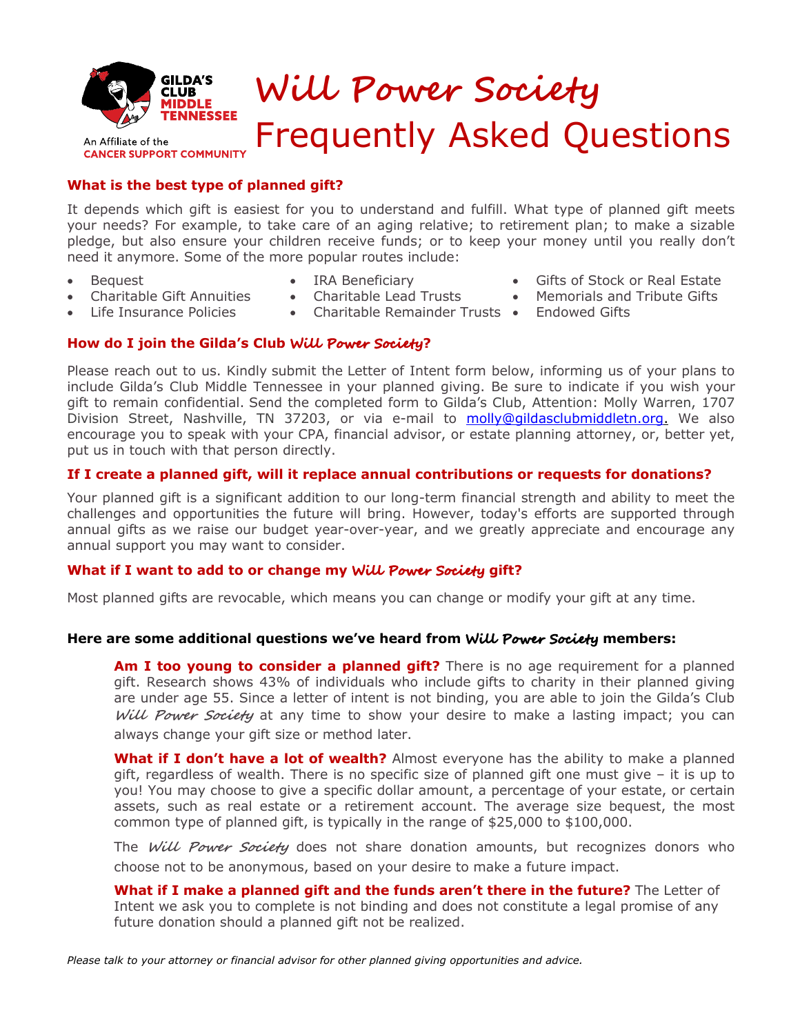GILDA'S CLUB MIDDLE TENNESSEE

An Affiliate of the CANCER SUPPORT COMMUNITY

# *Will Power Society* Frequently Asked Questions

### What is the best type of planned gift?

It depends which gift is easiest for you to understand and fulfill. What type of planned gift meets your needs? For example, to take care of an aging relative; to retirement plan; to make a sizable pledge, but also ensure your children receive funds; or to keep your money until you really don't need it anymore. Some of the more popular routes include:

- Bequest
- Charitable Gift Annuities
- Life Insurance Policies
- IRA Beneficiary
- Charitable Lead Trusts
- Charitable Remainder Trusts
- Gifts of Stock or Real Estate
- Memorials and Tribute Gifts
- Endowed Gifts

### How do I join the Gilda's Club *Will Power Society*?

Please reach out to us. Kindly submit the Letter of Intent form below, informing us of your plans to include Gilda's Club Middle Tennessee in your planned giving. Be sure to indicate if you wish your gift to remain confidential. Send the completed form to Gilda's Club, Attention: Molly Warren, 1707 Division Street, Nashville, TN 37203, or via e-mail to molly@gildasclubmiddletn.org. We also encourage you to speak with your CPA, financial advisor, or estate planning attorney, or, better yet, put us in touch with that person directly.

### If I create a planned gift, will it replace annual contributions or requests for donations?

Your planned gift is a significant addition to our long-term financial strength and ability to meet the challenges and opportunities the future will bring. However, today's efforts are supported through annual gifts as we raise our budget year-over-year, and we greatly appreciate and encourage any annual support you may want to consider.

### What if I want to add to or change my *Will Power Society* gift?

Most planned gifts are revocable, which means you can change or modify your gift at any time.

### Here are some additional questions we've heard from *Will Power Society* members:

**Am I too young to consider a planned gift?** There is no age requirement for a planned gift. Research shows 43% of individuals who include gifts to charity in their planned giving are under age 55. Since a letter of intent is not binding, you are able to join the Gilda's Club *Will Power Society* at any time to show your desire to make a lasting impact; you can always change your gift size or method later.

**What if I don't have a lot of wealth?** Almost everyone has the ability to make a planned gift, regardless of wealth. There is no specific size of planned gift one must give – it is up to you! You may choose to give a specific dollar amount, a percentage of your estate, or certain assets, such as real estate or a retirement account. The average size bequest, the most common type of planned gift, is typically in the range of $25,000 to $100,000.

The *Will Power Society* does not share donation amounts, but recognizes donors who choose not to be anonymous, based on your desire to make a future impact.

**What if I make a planned gift and the funds aren't there in the future?** The Letter of Intent we ask you to complete is not binding and does not constitute a legal promise of any future donation should a planned gift not be realized.

*Please talk to your attorney or financial advisor for other planned giving opportunities and advice.*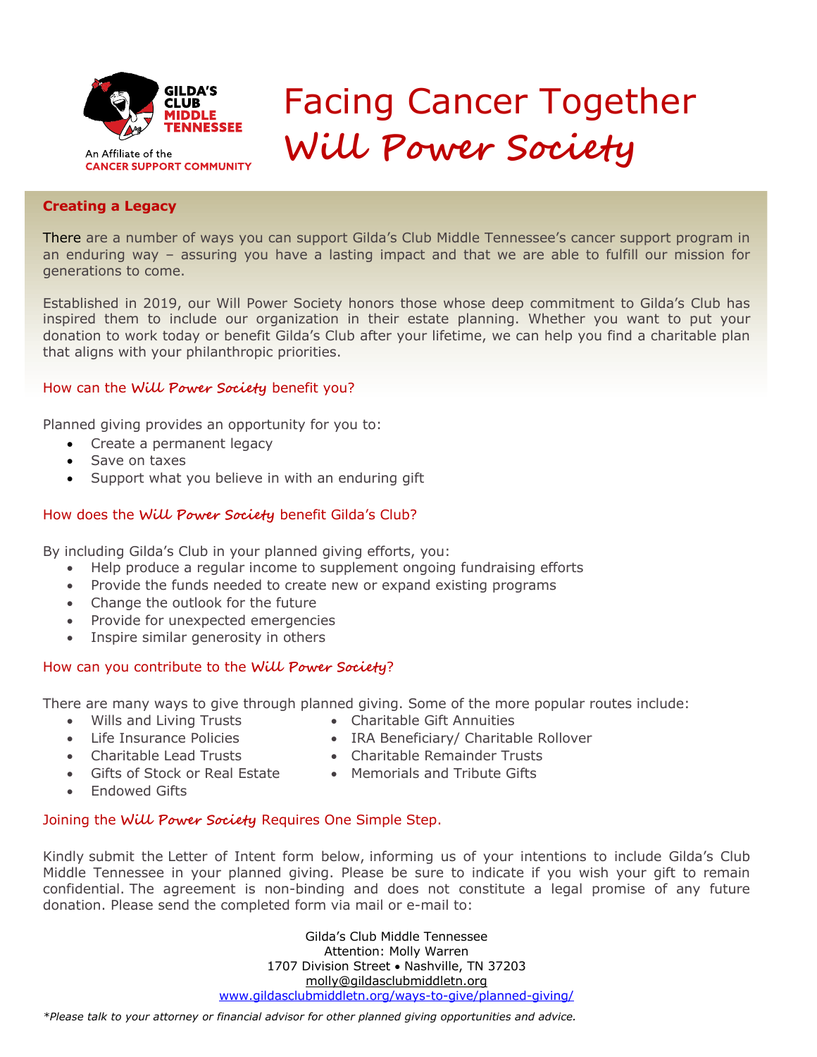GILDA'S CLUB MIDDLE TENNESSEE

An Affiliate of the CANCER SUPPORT COMMUNITY

# Facing Cancer Together
# *Will Power Society*

**Creating a Legacy**

There are a number of ways you can support Gilda's Club Middle Tennessee's cancer support program in an enduring way – assuring you have a lasting impact and that we are able to fulfill our mission for generations to come.

Established in 2019, our Will Power Society honors those whose deep commitment to Gilda's Club has inspired them to include our organization in their estate planning. Whether you want to put your donation to work today or benefit Gilda's Club after your lifetime, we can help you find a charitable plan that aligns with your philanthropic priorities.

### How can the *Will Power Society* benefit you?

Planned giving provides an opportunity for you to:

- Create a permanent legacy
- Save on taxes
- Support what you believe in with an enduring gift

### How does the *Will Power Society* benefit Gilda's Club?

By including Gilda's Club in your planned giving efforts, you:

- Help produce a regular income to supplement ongoing fundraising efforts
- Provide the funds needed to create new or expand existing programs
- Change the outlook for the future
- Provide for unexpected emergencies
- Inspire similar generosity in others

### How can you contribute to the *Will Power Society*?

There are many ways to give through planned giving. Some of the more popular routes include:

- Wills and Living Trusts
- Life Insurance Policies
- Charitable Lead Trusts
- Gifts of Stock or Real Estate
- Endowed Gifts
- Charitable Gift Annuities
- IRA Beneficiary/ Charitable Rollover
- Charitable Remainder Trusts
- Memorials and Tribute Gifts

### Joining the *Will Power Society* Requires One Simple Step.

Kindly submit the Letter of Intent form below, informing us of your intentions to include Gilda's Club Middle Tennessee in your planned giving. Please be sure to indicate if you wish your gift to remain confidential. The agreement is non-binding and does not constitute a legal promise of any future donation. Please send the completed form via mail or e-mail to:

Gilda's Club Middle Tennessee
Attention: Molly Warren
1707 Division Street • Nashville, TN 37203
molly@gildasclubmiddletn.org
www.gildasclubmiddletn.org/ways-to-give/planned-giving/

*\*Please talk to your attorney or financial advisor for other planned giving opportunities and advice.*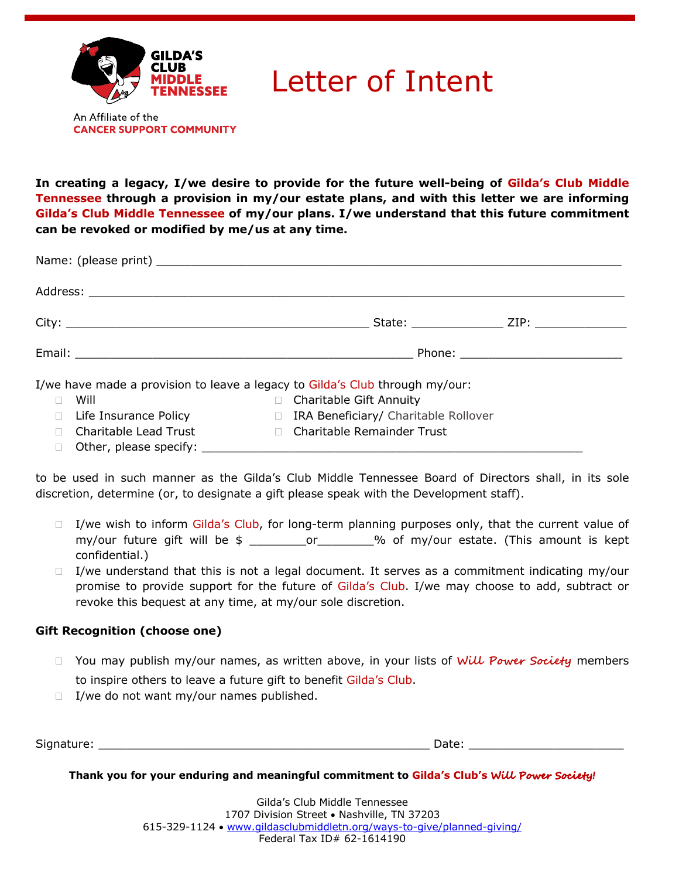GILDA'S CLUB MIDDLE TENNESSEE

An Affiliate of the
CANCER SUPPORT COMMUNITY

# Letter of Intent

**In creating a legacy, I/we desire to provide for the future well-being of Gilda's Club Middle Tennessee through a provision in my/our estate plans, and with this letter we are informing Gilda's Club Middle Tennessee of my/our plans. I/we understand that this future commitment can be revoked or modified by me/us at any time.**

Name: (please print) ___________________________________________________________________

Address: ______________________________________________________________________________

City: ____________________________________________ State: _____________ ZIP: _____________

Email: __________________________________________________ Phone: ________________________

I/we have made a provision to leave a legacy to Gilda's Club through my/our:

- ☐ Will
- ☐ Life Insurance Policy
- ☐ Charitable Lead Trust
- ☐ Charitable Gift Annuity
- ☐ IRA Beneficiary/ Charitable Rollover
- ☐ Charitable Remainder Trust
- ☐ Other, please specify: ________________________________________________________

to be used in such manner as the Gilda's Club Middle Tennessee Board of Directors shall, in its sole discretion, determine (or, to designate a gift please speak with the Development staff).

- ☐ I/we wish to inform Gilda's Club, for long-term planning purposes only, that the current value of my/our future gift will be $ ________or________% of my/our estate. (This amount is kept confidential.)
- ☐ I/we understand that this is not a legal document. It serves as a commitment indicating my/our promise to provide support for the future of Gilda's Club. I/we may choose to add, subtract or revoke this bequest at any time, at my/our sole discretion.

**Gift Recognition (choose one)**

- ☐ You may publish my/our names, as written above, in your lists of *Will Power Society* members to inspire others to leave a future gift to benefit Gilda's Club.
- ☐ I/we do not want my/our names published.

Signature: _________________________________________________ Date: ______________________

**Thank you for your enduring and meaningful commitment to Gilda's Club's *Will Power Society!***

Gilda's Club Middle Tennessee
1707 Division Street • Nashville, TN 37203
615-329-1124 • www.gildasclubmiddletn.org/ways-to-give/planned-giving/
Federal Tax ID# 62-1614190